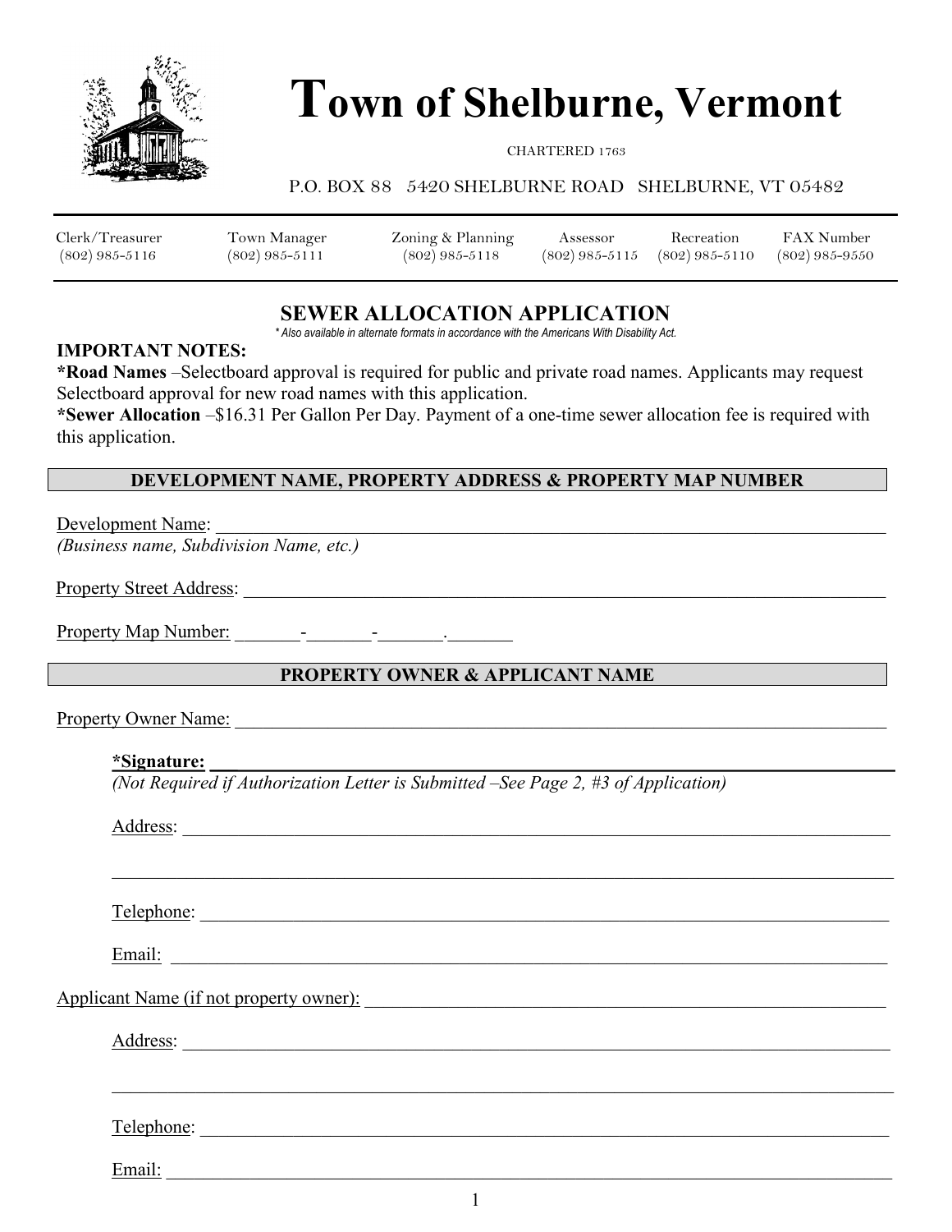# Town of Shelburne, Vermont

CHARTERED 1763

P.O. BOX 88 5420 SHELBURNE ROAD SHELBURNE, VT 05482

| Clerk/Treasurer | Town Manager | Zoning & Planning | Assessor | Recreation | FAX Number |
|---|---|---|---|---|---|
| (802) 985-5116 | (802) 985-5111 | (802) 985-5118 | (802) 985-5115 | (802) 985-5110 | (802) 985-9550 |

## SEWER ALLOCATION APPLICATION

*\* Also available in alternate formats in accordance with the Americans With Disability Act.*

**IMPORTANT NOTES:**

***Road Names** –Selectboard approval is required for public and private road names. Applicants may request Selectboard approval for new road names with this application.

***Sewer Allocation** –$16.31 Per Gallon Per Day. Payment of a one-time sewer allocation fee is required with this application.

### DEVELOPMENT NAME, PROPERTY ADDRESS & PROPERTY MAP NUMBER

Development Name: ______________________________________________

*(Business name, Subdivision Name, etc.)*

Property Street Address: ______________________________________________

Property Map Number: _______-_______-_______._______

### PROPERTY OWNER & APPLICANT NAME

Property Owner Name: ______________________________________________

**\*Signature:** ______________________________________________

*(Not Required if Authorization Letter is Submitted –See Page 2, #3 of Application)*

Address: ______________________________________________

______________________________________________

Telephone: ______________________________________________

Email: ______________________________________________

Applicant Name (if not property owner): ______________________________________________

Address: ______________________________________________

______________________________________________

Telephone: ______________________________________________

Email: ______________________________________________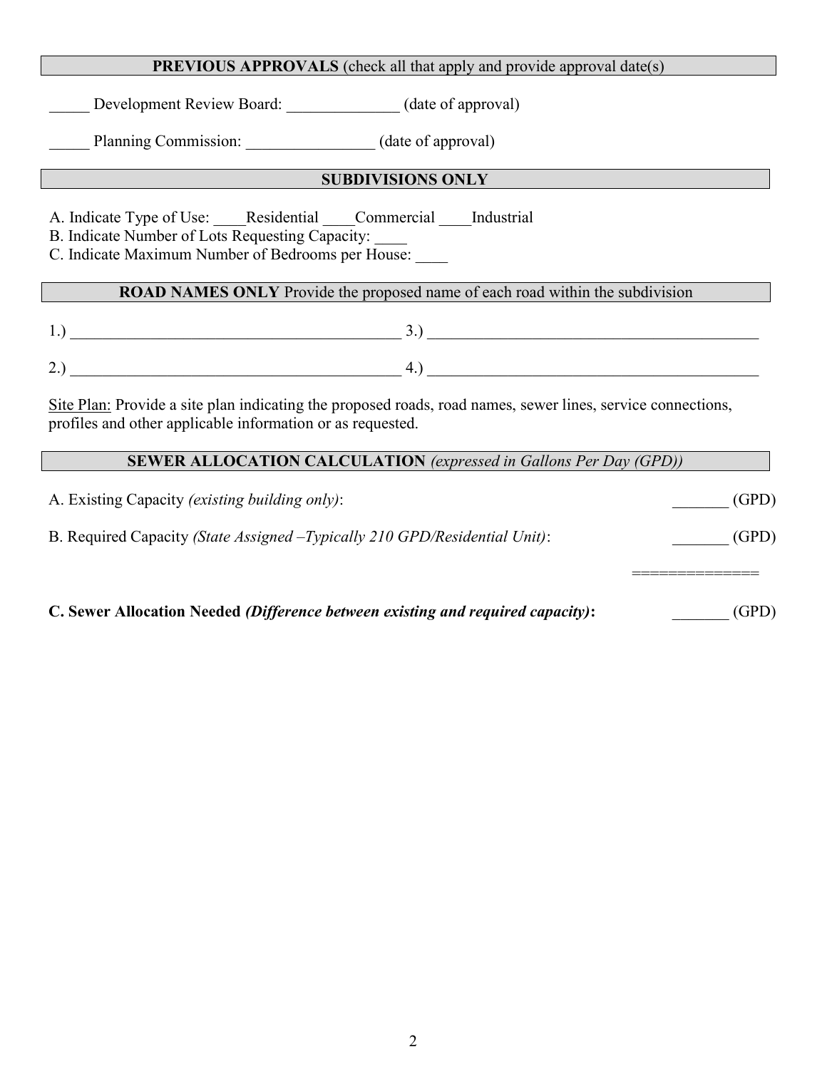**PREVIOUS APPROVALS** (check all that apply and provide approval date(s)

_____ Development Review Board: ______________ (date of approval)

_____ Planning Commission: ________________ (date of approval)

**SUBDIVISIONS ONLY**

A. Indicate Type of Use: ____Residential ____Commercial ____Industrial
B. Indicate Number of Lots Requesting Capacity: ____
C. Indicate Maximum Number of Bedrooms per House: ____

**ROAD NAMES ONLY** Provide the proposed name of each road within the subdivision

1.) ___________________________________________ 3.) ___________________________________________

2.) ___________________________________________ 4.) ___________________________________________

Site Plan: Provide a site plan indicating the proposed roads, road names, sewer lines, service connections, profiles and other applicable information or as requested.

**SEWER ALLOCATION CALCULATION** *(expressed in Gallons Per Day (GPD))*

A. Existing Capacity *(existing building only)*: _______ (GPD)

B. Required Capacity *(State Assigned –Typically 210 GPD/Residential Unit)*: _______ (GPD)

==============

**C. Sewer Allocation Needed *(Difference between existing and required capacity)*:** _______ (GPD)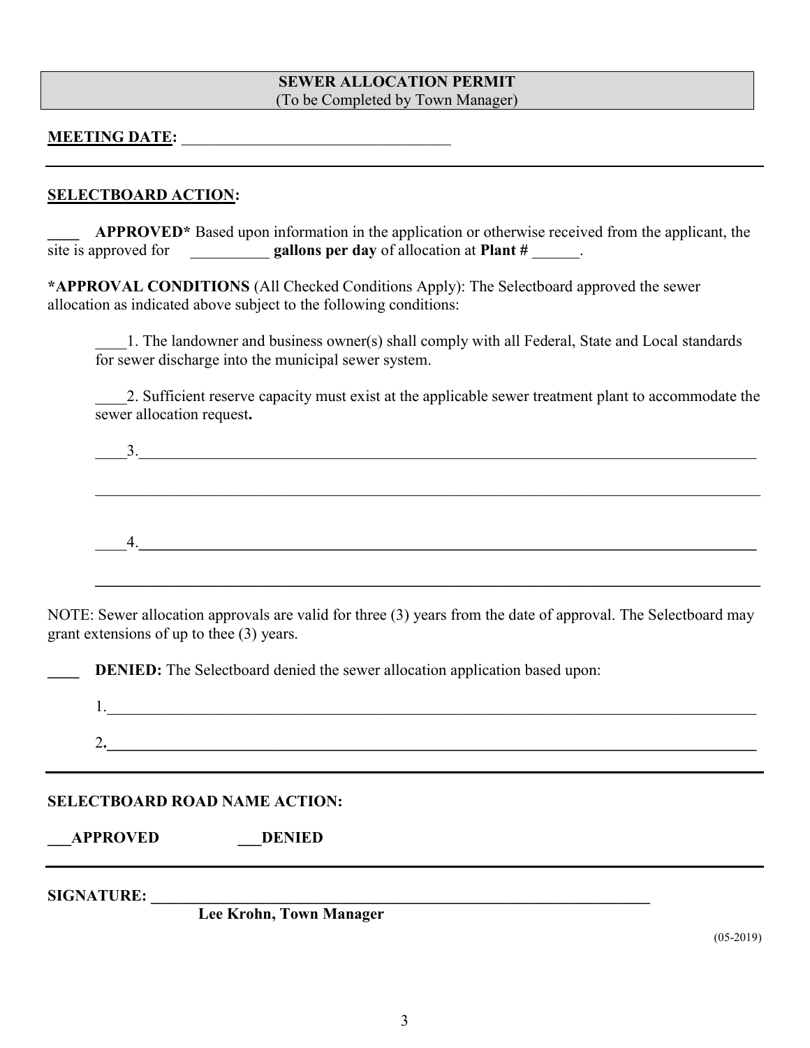**SEWER ALLOCATION PERMIT**
(To be Completed by Town Manager)

**MEETING DATE:** ___________________________________

---

**SELECTBOARD ACTION:**

**____ APPROVED*** Based upon information in the application or otherwise received from the applicant, the site is approved for __________ **gallons per day** of allocation at **Plant #** ______.

***APPROVAL CONDITIONS** (All Checked Conditions Apply): The Selectboard approved the sewer allocation as indicated above subject to the following conditions:

____1. The landowner and business owner(s) shall comply with all Federal, State and Local standards for sewer discharge into the municipal sewer system.

____2. Sufficient reserve capacity must exist at the applicable sewer treatment plant to accommodate the sewer allocation request**.**

____3.___________________________________________________________________________

______________________________________________________________________________

____4.___________________________________________________________________________

______________________________________________________________________________

NOTE: Sewer allocation approvals are valid for three (3) years from the date of approval. The Selectboard may grant extensions of up to thee (3) years.

**____ DENIED:** The Selectboard denied the sewer allocation application based upon:

1.______________________________________________________________________________

2**.**______________________________________________________________________________

---

**SELECTBOARD ROAD NAME ACTION:**

**___APPROVED ___DENIED**

---

**SIGNATURE:** ____________________________________________________________
**Lee Krohn, Town Manager**

(05-2019)